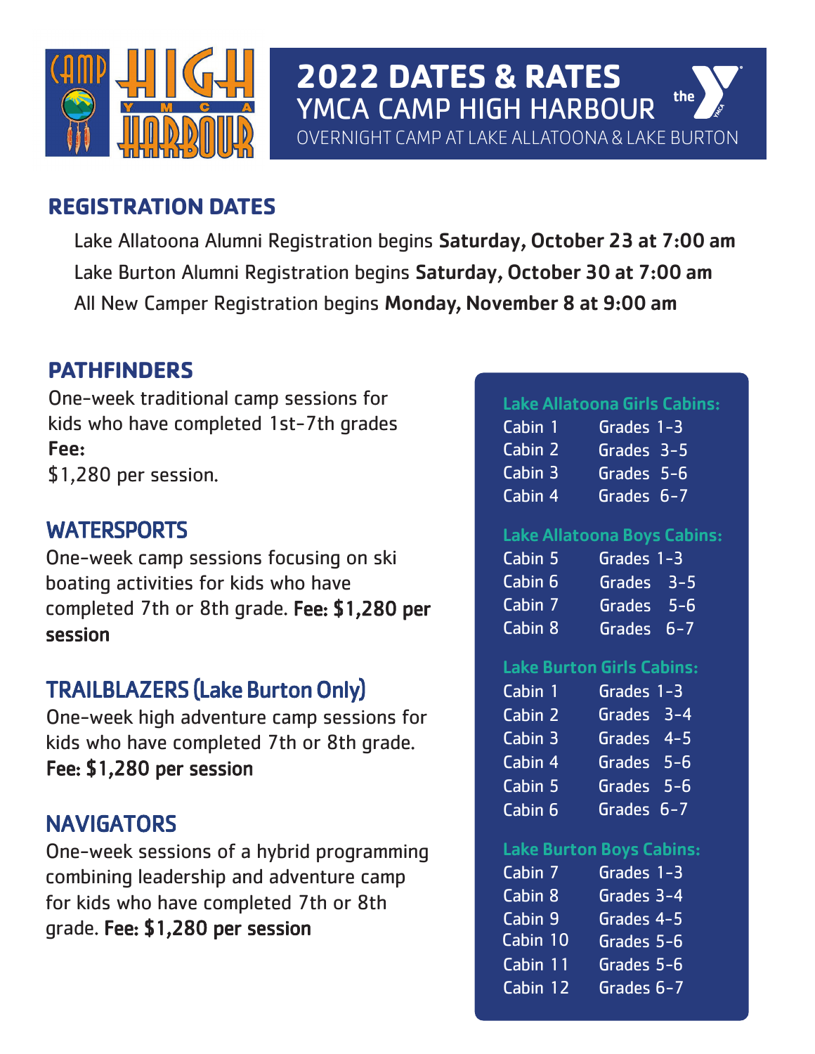# 2022 DATES & RATES

YMCA CAMP HIGH HARBOUR

OVERNIGHT CAMP AT LAKE ALLATOONA & LAKE BURTON

## REGISTRATION DATES

Lake Allatoona Alumni Registration begins **Saturday, October 23 at 7:00 am**

Lake Burton Alumni Registration begins **Saturday, October 30 at 7:00 am**

All New Camper Registration begins **Monday, November 8 at 9:00 am**

## PATHFINDERS

One-week traditional camp sessions for kids who have completed 1st-7th grades

**Fee:**

$1,280 per session.

## WATERSPORTS

One-week camp sessions focusing on ski boating activities for kids who have completed 7th or 8th grade. **Fee: $1,280 per session**

## TRAILBLAZERS (Lake Burton Only)

One-week high adventure camp sessions for kids who have completed 7th or 8th grade. **Fee: $1,280 per session**

## NAVIGATORS

One-week sessions of a hybrid programming combining leadership and adventure camp for kids who have completed 7th or 8th grade. **Fee: $1,280 per session**

### Lake Allatoona Girls Cabins:

| | |
|---|---|
| Cabin 1 | Grades 1-3 |
| Cabin 2 | Grades 3-5 |
| Cabin 3 | Grades 5-6 |
| Cabin 4 | Grades 6-7 |

### Lake Allatoona Boys Cabins:

| | |
|---|---|
| Cabin 5 | Grades 1-3 |
| Cabin 6 | Grades 3-5 |
| Cabin 7 | Grades 5-6 |
| Cabin 8 | Grades 6-7 |

### Lake Burton Girls Cabins:

| | |
|---|---|
| Cabin 1 | Grades 1-3 |
| Cabin 2 | Grades 3-4 |
| Cabin 3 | Grades 4-5 |
| Cabin 4 | Grades 5-6 |
| Cabin 5 | Grades 5-6 |
| Cabin 6 | Grades 6-7 |

### Lake Burton Boys Cabins:

| | |
|---|---|
| Cabin 7 | Grades 1-3 |
| Cabin 8 | Grades 3-4 |
| Cabin 9 | Grades 4-5 |
| Cabin 10 | Grades 5-6 |
| Cabin 11 | Grades 5-6 |
| Cabin 12 | Grades 6-7 |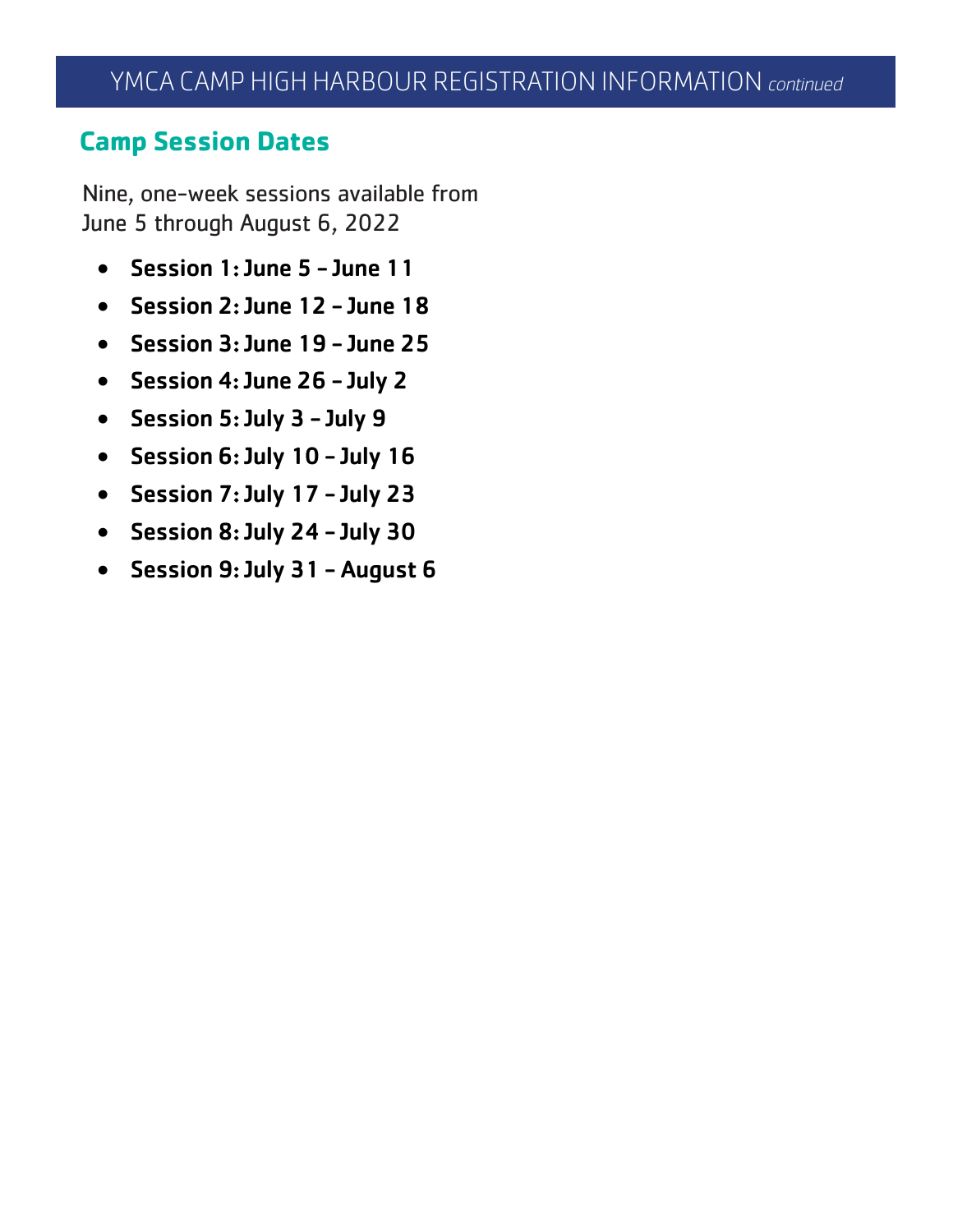## YMCA CAMP HIGH HARBOUR REGISTRATION INFORMATION *continued*

### Camp Session Dates

Nine, one-week sessions available from June 5 through August 6, 2022

- **Session 1: June 5 – June 11**
- **Session 2: June 12 – June 18**
- **Session 3: June 19 – June 25**
- **Session 4: June 26 – July 2**
- **Session 5: July 3 – July 9**
- **Session 6: July 10 – July 16**
- **Session 7: July 17 – July 23**
- **Session 8: July 24 – July 30**
- **Session 9: July 31 – August 6**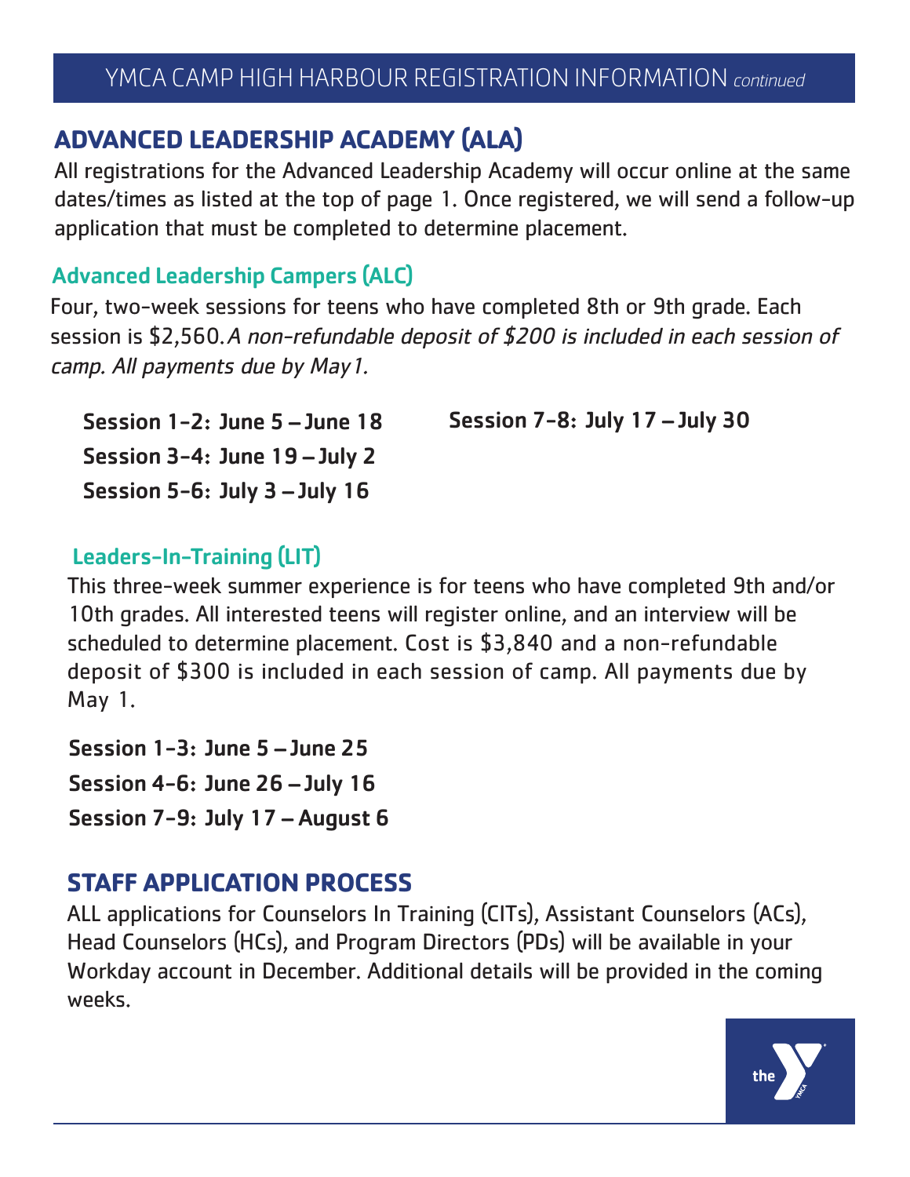## ADVANCED LEADERSHIP ACADEMY (ALA)

All registrations for the Advanced Leadership Academy will occur online at the same dates/times as listed at the top of page 1. Once registered, we will send a follow-up application that must be completed to determine placement.

### Advanced Leadership Campers (ALC)

Four, two-week sessions for teens who have completed 8th or 9th grade. Each session is $2,560. *A non-refundable deposit of $200 is included in each session of camp. All payments due by May 1.*

**Session 1-2: June 5 – June 18**
**Session 3-4: June 19 – July 2**
**Session 5-6: July 3 – July 16**
**Session 7-8: July 17 – July 30**

### Leaders-In-Training (LIT)

This three-week summer experience is for teens who have completed 9th and/or 10th grades. All interested teens will register online, and an interview will be scheduled to determine placement. Cost is $3,840 and a non-refundable deposit of $300 is included in each session of camp. All payments due by May 1.

**Session 1-3: June 5 – June 25**
**Session 4-6: June 26 – July 16**
**Session 7-9: July 17 – August 6**

## STAFF APPLICATION PROCESS

ALL applications for Counselors In Training (CITs), Assistant Counselors (ACs), Head Counselors (HCs), and Program Directors (PDs) will be available in your Workday account in December. Additional details will be provided in the coming weeks.